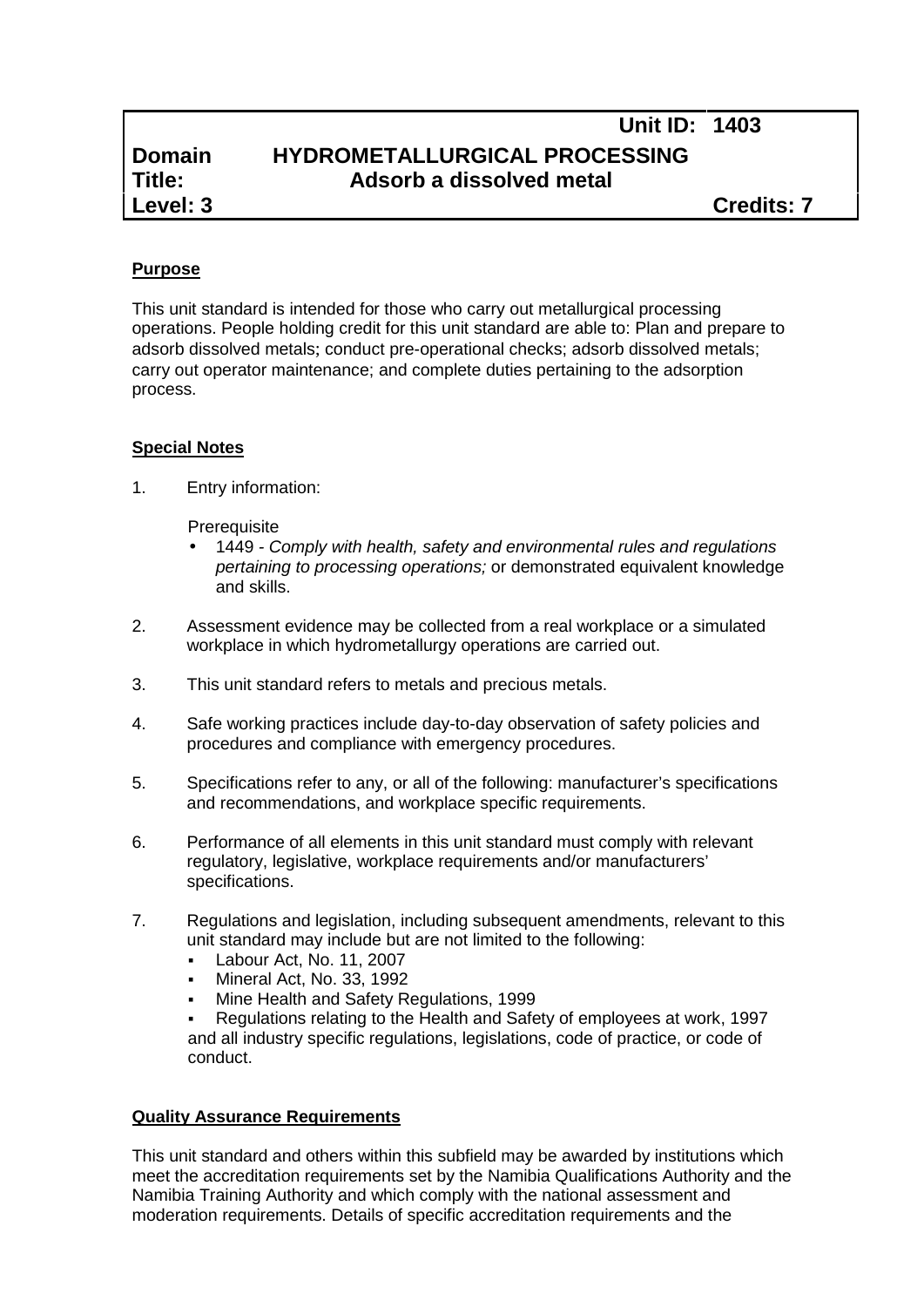| | | Unit ID: | 1403 |
|---|---|---|---|
| **Domain** | **HYDROMETALLURGICAL PROCESSING** | | |
| **Title:** | **Adsorb a dissolved metal** | | |
| **Level: 3** | | | **Credits: 7** |

## Purpose

This unit standard is intended for those who carry out metallurgical processing operations. People holding credit for this unit standard are able to: Plan and prepare to adsorb dissolved metals; conduct pre-operational checks; adsorb dissolved metals; carry out operator maintenance; and complete duties pertaining to the adsorption process.

## Special Notes

1. Entry information:

   Prerequisite

   - 1449 - *Comply with health, safety and environmental rules and regulations pertaining to processing operations;* or demonstrated equivalent knowledge and skills.

2. Assessment evidence may be collected from a real workplace or a simulated workplace in which hydrometallurgy operations are carried out.

3. This unit standard refers to metals and precious metals.

4. Safe working practices include day-to-day observation of safety policies and procedures and compliance with emergency procedures.

5. Specifications refer to any, or all of the following: manufacturer's specifications and recommendations, and workplace specific requirements.

6. Performance of all elements in this unit standard must comply with relevant regulatory, legislative, workplace requirements and/or manufacturers' specifications.

7. Regulations and legislation, including subsequent amendments, relevant to this unit standard may include but are not limited to the following:
   - Labour Act, No. 11, 2007
   - Mineral Act, No. 33, 1992
   - Mine Health and Safety Regulations, 1999
   - Regulations relating to the Health and Safety of employees at work, 1997

   and all industry specific regulations, legislations, code of practice, or code of conduct.

## Quality Assurance Requirements

This unit standard and others within this subfield may be awarded by institutions which meet the accreditation requirements set by the Namibia Qualifications Authority and the Namibia Training Authority and which comply with the national assessment and moderation requirements. Details of specific accreditation requirements and the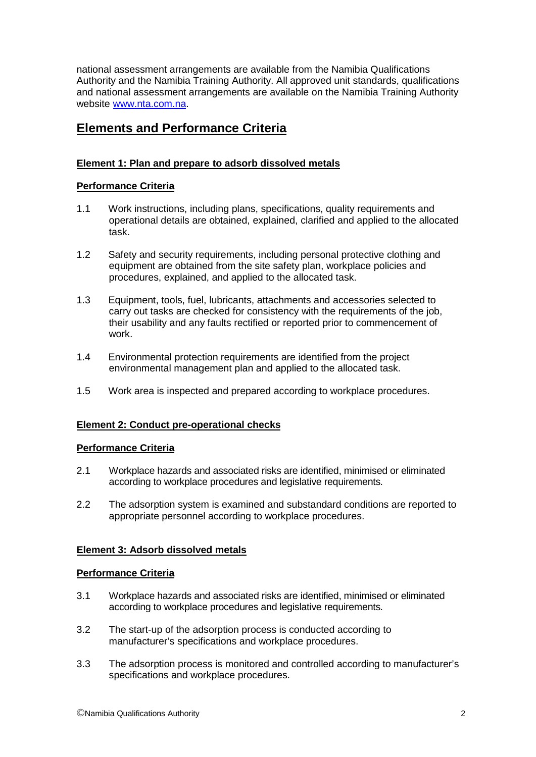national assessment arrangements are available from the Namibia Qualifications Authority and the Namibia Training Authority. All approved unit standards, qualifications and national assessment arrangements are available on the Namibia Training Authority website [www.nta.com.na](http://www.nta.com.na).

## Elements and Performance Criteria

### Element 1: Plan and prepare to adsorb dissolved metals

#### Performance Criteria

1.1 Work instructions, including plans, specifications, quality requirements and operational details are obtained, explained, clarified and applied to the allocated task.

1.2 Safety and security requirements, including personal protective clothing and equipment are obtained from the site safety plan, workplace policies and procedures, explained, and applied to the allocated task.

1.3 Equipment, tools, fuel, lubricants, attachments and accessories selected to carry out tasks are checked for consistency with the requirements of the job, their usability and any faults rectified or reported prior to commencement of work.

1.4 Environmental protection requirements are identified from the project environmental management plan and applied to the allocated task.

1.5 Work area is inspected and prepared according to workplace procedures.

### Element 2: Conduct pre-operational checks

#### Performance Criteria

2.1 Workplace hazards and associated risks are identified, minimised or eliminated according to workplace procedures and legislative requirements.

2.2 The adsorption system is examined and substandard conditions are reported to appropriate personnel according to workplace procedures.

### Element 3: Adsorb dissolved metals

#### Performance Criteria

3.1 Workplace hazards and associated risks are identified, minimised or eliminated according to workplace procedures and legislative requirements.

3.2 The start-up of the adsorption process is conducted according to manufacturer's specifications and workplace procedures.

3.3 The adsorption process is monitored and controlled according to manufacturer's specifications and workplace procedures.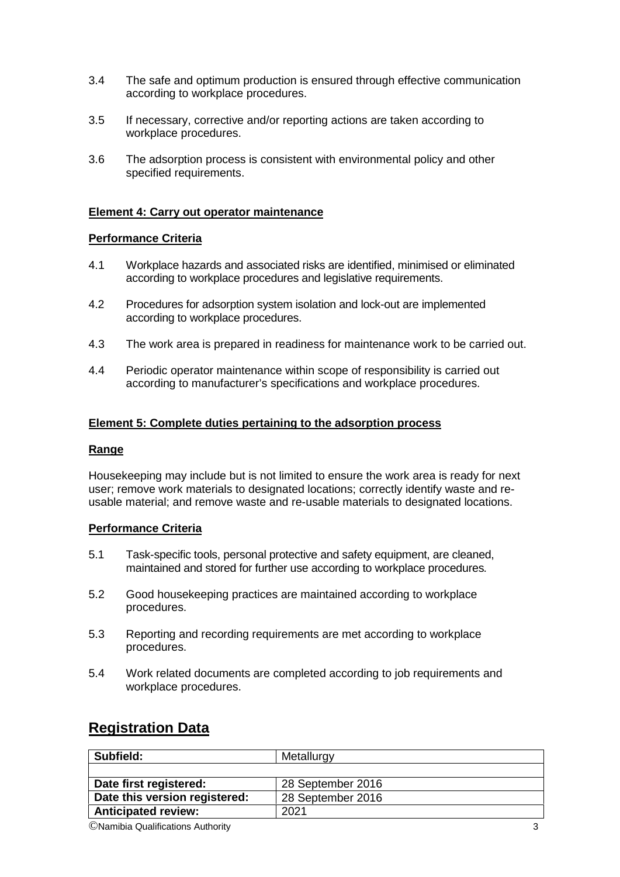3.4 The safe and optimum production is ensured through effective communication according to workplace procedures.

3.5 If necessary, corrective and/or reporting actions are taken according to workplace procedures.

3.6 The adsorption process is consistent with environmental policy and other specified requirements.

**Element 4: Carry out operator maintenance**

**Performance Criteria**

4.1 Workplace hazards and associated risks are identified, minimised or eliminated according to workplace procedures and legislative requirements.

4.2 Procedures for adsorption system isolation and lock-out are implemented according to workplace procedures.

4.3 The work area is prepared in readiness for maintenance work to be carried out.

4.4 Periodic operator maintenance within scope of responsibility is carried out according to manufacturer's specifications and workplace procedures.

**Element 5: Complete duties pertaining to the adsorption process**

**Range**

Housekeeping may include but is not limited to ensure the work area is ready for next user; remove work materials to designated locations; correctly identify waste and re-usable material; and remove waste and re-usable materials to designated locations.

**Performance Criteria**

5.1 Task-specific tools, personal protective and safety equipment, are cleaned, maintained and stored for further use according to workplace procedures.

5.2 Good housekeeping practices are maintained according to workplace procedures.

5.3 Reporting and recording requirements are met according to workplace procedures.

5.4 Work related documents are completed according to job requirements and workplace procedures.

## Registration Data

| **Subfield:** | Metallurgy |
|---|---|
| | |
| **Date first registered:** | 28 September 2016 |
| **Date this version registered:** | 28 September 2016 |
| **Anticipated review:** | 2021 |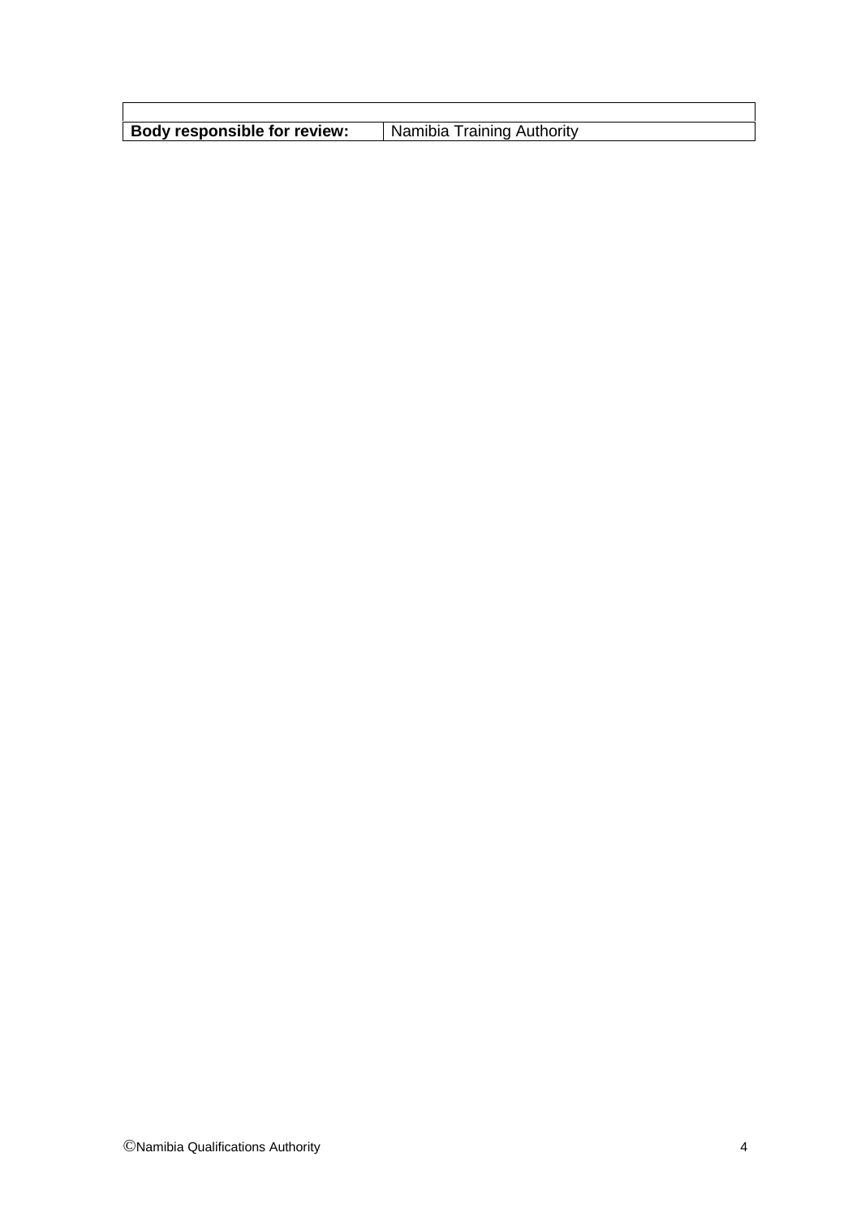| | |
|---|---|
| **Body responsible for review:** | Namibia Training Authority |